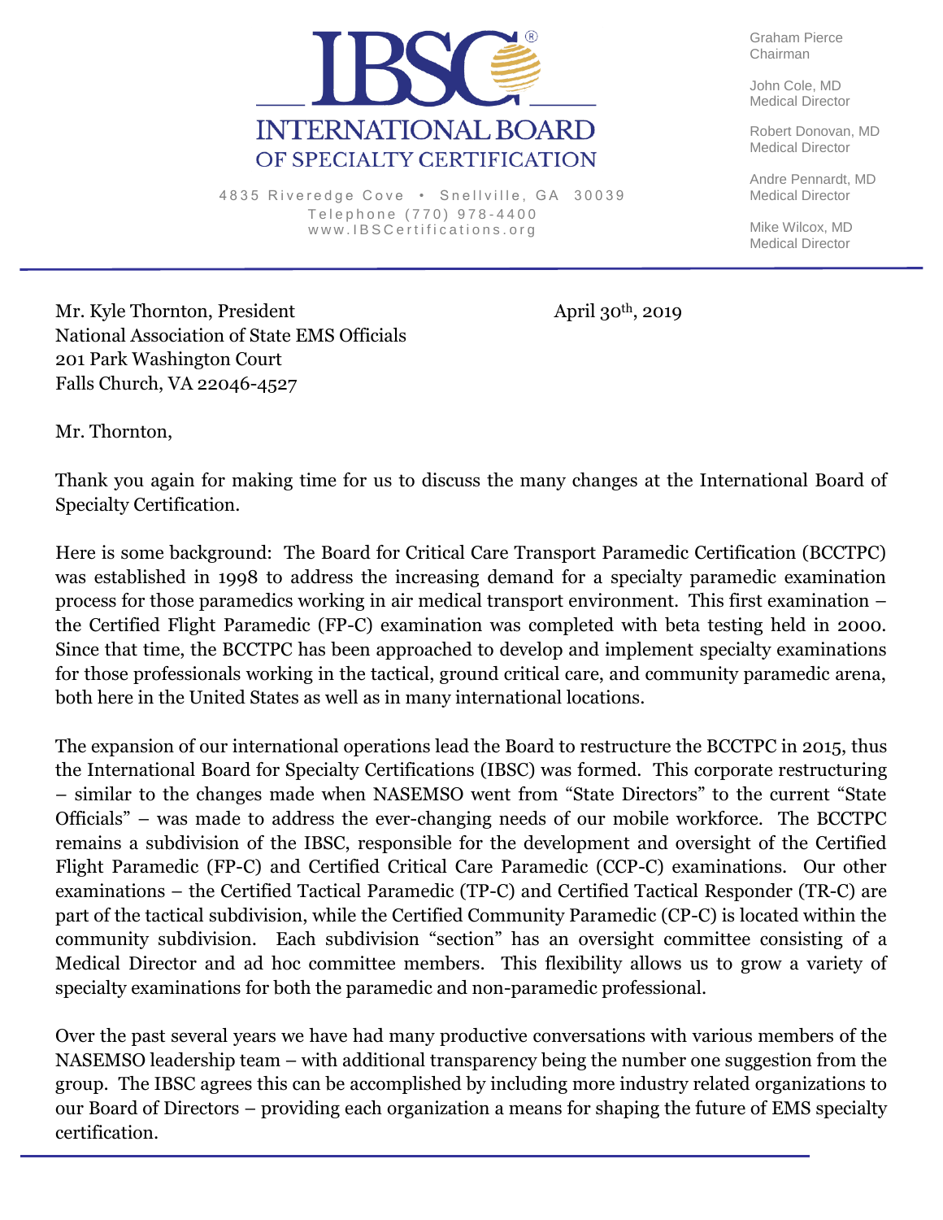# INTERNATIONAL BOARD OF SPECIALTY CERTIFICATION

4835 Riveredge Cove • Snellville, GA 30039
Telephone (770) 978-4400
www.IBSCertifications.org

Graham Pierce
Chairman

John Cole, MD
Medical Director

Robert Donovan, MD
Medical Director

Andre Pennardt, MD
Medical Director

Mike Wilcox, MD
Medical Director

---

Mr. Kyle Thornton, President
National Association of State EMS Officials
201 Park Washington Court
Falls Church, VA 22046-4527

April 30th, 2019

Mr. Thornton,

Thank you again for making time for us to discuss the many changes at the International Board of Specialty Certification.

Here is some background: The Board for Critical Care Transport Paramedic Certification (BCCTPC) was established in 1998 to address the increasing demand for a specialty paramedic examination process for those paramedics working in air medical transport environment. This first examination – the Certified Flight Paramedic (FP-C) examination was completed with beta testing held in 2000. Since that time, the BCCTPC has been approached to develop and implement specialty examinations for those professionals working in the tactical, ground critical care, and community paramedic arena, both here in the United States as well as in many international locations.

The expansion of our international operations lead the Board to restructure the BCCTPC in 2015, thus the International Board for Specialty Certifications (IBSC) was formed. This corporate restructuring – similar to the changes made when NASEMSO went from "State Directors" to the current "State Officials" – was made to address the ever-changing needs of our mobile workforce. The BCCTPC remains a subdivision of the IBSC, responsible for the development and oversight of the Certified Flight Paramedic (FP-C) and Certified Critical Care Paramedic (CCP-C) examinations. Our other examinations – the Certified Tactical Paramedic (TP-C) and Certified Tactical Responder (TR-C) are part of the tactical subdivision, while the Certified Community Paramedic (CP-C) is located within the community subdivision. Each subdivision "section" has an oversight committee consisting of a Medical Director and ad hoc committee members. This flexibility allows us to grow a variety of specialty examinations for both the paramedic and non-paramedic professional.

Over the past several years we have had many productive conversations with various members of the NASEMSO leadership team – with additional transparency being the number one suggestion from the group. The IBSC agrees this can be accomplished by including more industry related organizations to our Board of Directors – providing each organization a means for shaping the future of EMS specialty certification.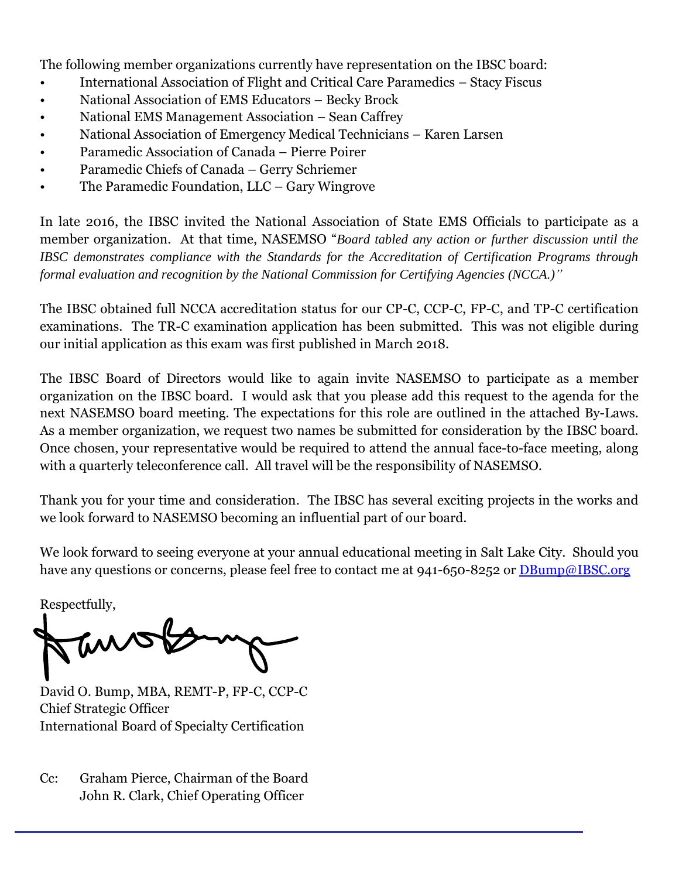The following member organizations currently have representation on the IBSC board:

- International Association of Flight and Critical Care Paramedics – Stacy Fiscus
- National Association of EMS Educators – Becky Brock
- National EMS Management Association – Sean Caffrey
- National Association of Emergency Medical Technicians – Karen Larsen
- Paramedic Association of Canada – Pierre Poirer
- Paramedic Chiefs of Canada – Gerry Schriemer
- The Paramedic Foundation, LLC – Gary Wingrove

In late 2016, the IBSC invited the National Association of State EMS Officials to participate as a member organization. At that time, NASEMSO "*Board tabled any action or further discussion until the IBSC demonstrates compliance with the Standards for the Accreditation of Certification Programs through formal evaluation and recognition by the National Commission for Certifying Agencies (NCCA.)*"

The IBSC obtained full NCCA accreditation status for our CP-C, CCP-C, FP-C, and TP-C certification examinations. The TR-C examination application has been submitted. This was not eligible during our initial application as this exam was first published in March 2018.

The IBSC Board of Directors would like to again invite NASEMSO to participate as a member organization on the IBSC board. I would ask that you please add this request to the agenda for the next NASEMSO board meeting. The expectations for this role are outlined in the attached By-Laws. As a member organization, we request two names be submitted for consideration by the IBSC board. Once chosen, your representative would be required to attend the annual face-to-face meeting, along with a quarterly teleconference call. All travel will be the responsibility of NASEMSO.

Thank you for your time and consideration. The IBSC has several exciting projects in the works and we look forward to NASEMSO becoming an influential part of our board.

We look forward to seeing everyone at your annual educational meeting in Salt Lake City. Should you have any questions or concerns, please feel free to contact me at 941-650-8252 or [DBump@IBSC.org](mailto:DBump@IBSC.org)

Respectfully,

David O. Bump, MBA, REMT-P, FP-C, CCP-C
Chief Strategic Officer
International Board of Specialty Certification

Cc: Graham Pierce, Chairman of the Board
John R. Clark, Chief Operating Officer